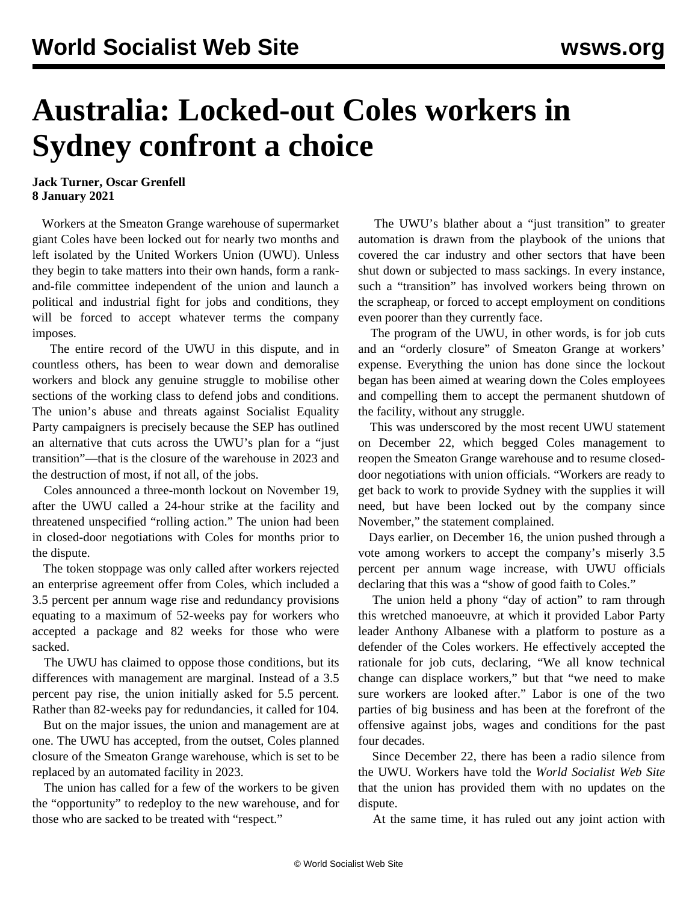# Australia: Locked-out Coles workers in Sydney confront a choice

**Jack Turner, Oscar Grenfell**
**8 January 2021**

Workers at the Smeaton Grange warehouse of supermarket giant Coles have been locked out for nearly two months and left isolated by the United Workers Union (UWU). Unless they begin to take matters into their own hands, form a rank-and-file committee independent of the union and launch a political and industrial fight for jobs and conditions, they will be forced to accept whatever terms the company imposes.

The entire record of the UWU in this dispute, and in countless others, has been to wear down and demoralise workers and block any genuine struggle to mobilise other sections of the working class to defend jobs and conditions. The union's abuse and threats against Socialist Equality Party campaigners is precisely because the SEP has outlined an alternative that cuts across the UWU's plan for a "just transition"—that is the closure of the warehouse in 2023 and the destruction of most, if not all, of the jobs.

Coles announced a three-month lockout on November 19, after the UWU called a 24-hour strike at the facility and threatened unspecified "rolling action." The union had been in closed-door negotiations with Coles for months prior to the dispute.

The token stoppage was only called after workers rejected an enterprise agreement offer from Coles, which included a 3.5 percent per annum wage rise and redundancy provisions equating to a maximum of 52-weeks pay for workers who accepted a package and 82 weeks for those who were sacked.

The UWU has claimed to oppose those conditions, but its differences with management are marginal. Instead of a 3.5 percent pay rise, the union initially asked for 5.5 percent. Rather than 82-weeks pay for redundancies, it called for 104.

But on the major issues, the union and management are at one. The UWU has accepted, from the outset, Coles planned closure of the Smeaton Grange warehouse, which is set to be replaced by an automated facility in 2023.

The union has called for a few of the workers to be given the "opportunity" to redeploy to the new warehouse, and for those who are sacked to be treated with "respect."

The UWU's blather about a "just transition" to greater automation is drawn from the playbook of the unions that covered the car industry and other sectors that have been shut down or subjected to mass sackings. In every instance, such a "transition" has involved workers being thrown on the scrapheap, or forced to accept employment on conditions even poorer than they currently face.

The program of the UWU, in other words, is for job cuts and an "orderly closure" of Smeaton Grange at workers' expense. Everything the union has done since the lockout began has been aimed at wearing down the Coles employees and compelling them to accept the permanent shutdown of the facility, without any struggle.

This was underscored by the most recent UWU statement on December 22, which begged Coles management to reopen the Smeaton Grange warehouse and to resume closed-door negotiations with union officials. "Workers are ready to get back to work to provide Sydney with the supplies it will need, but have been locked out by the company since November," the statement complained.

Days earlier, on December 16, the union pushed through a vote among workers to accept the company's miserly 3.5 percent per annum wage increase, with UWU officials declaring that this was a "show of good faith to Coles."

The union held a phony "day of action" to ram through this wretched manoeuvre, at which it provided Labor Party leader Anthony Albanese with a platform to posture as a defender of the Coles workers. He effectively accepted the rationale for job cuts, declaring, "We all know technical change can displace workers," but that "we need to make sure workers are looked after." Labor is one of the two parties of big business and has been at the forefront of the offensive against jobs, wages and conditions for the past four decades.

Since December 22, there has been a radio silence from the UWU. Workers have told the *World Socialist Web Site* that the union has provided them with no updates on the dispute.

At the same time, it has ruled out any joint action with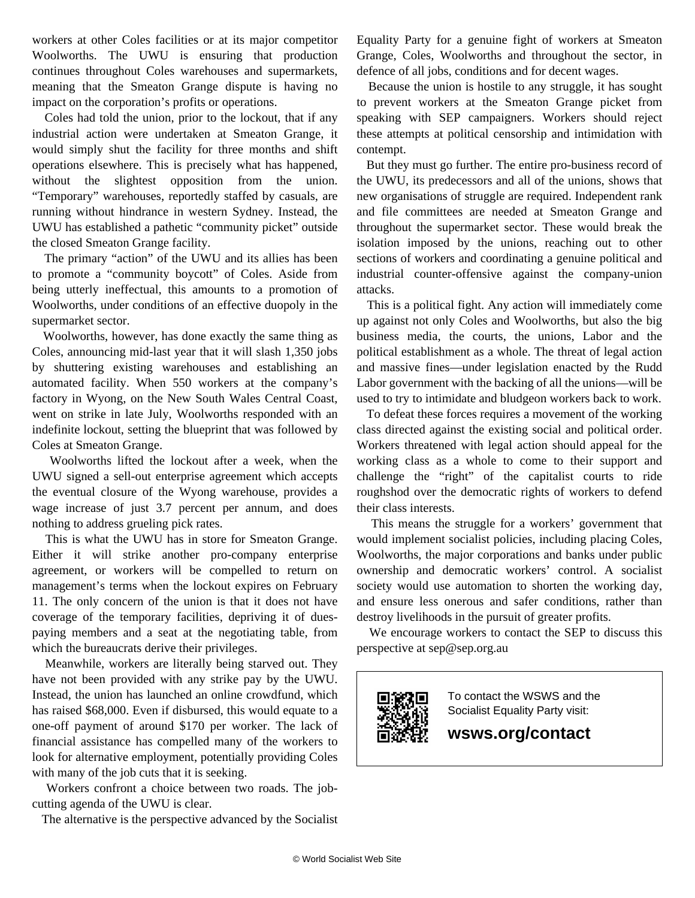workers at other Coles facilities or at its major competitor Woolworths. The UWU is ensuring that production continues throughout Coles warehouses and supermarkets, meaning that the Smeaton Grange dispute is having no impact on the corporation's profits or operations.

Coles had told the union, prior to the lockout, that if any industrial action were undertaken at Smeaton Grange, it would simply shut the facility for three months and shift operations elsewhere. This is precisely what has happened, without the slightest opposition from the union. "Temporary" warehouses, reportedly staffed by casuals, are running without hindrance in western Sydney. Instead, the UWU has established a pathetic "community picket" outside the closed Smeaton Grange facility.

The primary "action" of the UWU and its allies has been to promote a "community boycott" of Coles. Aside from being utterly ineffectual, this amounts to a promotion of Woolworths, under conditions of an effective duopoly in the supermarket sector.

Woolworths, however, has done exactly the same thing as Coles, announcing mid-last year that it will slash 1,350 jobs by shuttering existing warehouses and establishing an automated facility. When 550 workers at the company's factory in Wyong, on the New South Wales Central Coast, went on strike in late July, Woolworths responded with an indefinite lockout, setting the blueprint that was followed by Coles at Smeaton Grange.

Woolworths lifted the lockout after a week, when the UWU signed a sell-out enterprise agreement which accepts the eventual closure of the Wyong warehouse, provides a wage increase of just 3.7 percent per annum, and does nothing to address grueling pick rates.

This is what the UWU has in store for Smeaton Grange. Either it will strike another pro-company enterprise agreement, or workers will be compelled to return on management's terms when the lockout expires on February 11. The only concern of the union is that it does not have coverage of the temporary facilities, depriving it of dues-paying members and a seat at the negotiating table, from which the bureaucrats derive their privileges.

Meanwhile, workers are literally being starved out. They have not been provided with any strike pay by the UWU. Instead, the union has launched an online crowdfund, which has raised $68,000. Even if disbursed, this would equate to a one-off payment of around $170 per worker. The lack of financial assistance has compelled many of the workers to look for alternative employment, potentially providing Coles with many of the job cuts that it is seeking.

Workers confront a choice between two roads. The job-cutting agenda of the UWU is clear.

The alternative is the perspective advanced by the Socialist Equality Party for a genuine fight of workers at Smeaton Grange, Coles, Woolworths and throughout the sector, in defence of all jobs, conditions and for decent wages.

Because the union is hostile to any struggle, it has sought to prevent workers at the Smeaton Grange picket from speaking with SEP campaigners. Workers should reject these attempts at political censorship and intimidation with contempt.

But they must go further. The entire pro-business record of the UWU, its predecessors and all of the unions, shows that new organisations of struggle are required. Independent rank and file committees are needed at Smeaton Grange and throughout the supermarket sector. These would break the isolation imposed by the unions, reaching out to other sections of workers and coordinating a genuine political and industrial counter-offensive against the company-union attacks.

This is a political fight. Any action will immediately come up against not only Coles and Woolworths, but also the big business media, the courts, the unions, Labor and the political establishment as a whole. The threat of legal action and massive fines—under legislation enacted by the Rudd Labor government with the backing of all the unions—will be used to try to intimidate and bludgeon workers back to work.

To defeat these forces requires a movement of the working class directed against the existing social and political order. Workers threatened with legal action should appeal for the working class as a whole to come to their support and challenge the "right" of the capitalist courts to ride roughshod over the democratic rights of workers to defend their class interests.

This means the struggle for a workers' government that would implement socialist policies, including placing Coles, Woolworths, the major corporations and banks under public ownership and democratic workers' control. A socialist society would use automation to shorten the working day, and ensure less onerous and safer conditions, rather than destroy livelihoods in the pursuit of greater profits.

We encourage workers to contact the SEP to discuss this perspective at sep@sep.org.au

To contact the WSWS and the Socialist Equality Party visit:

**wsws.org/contact**